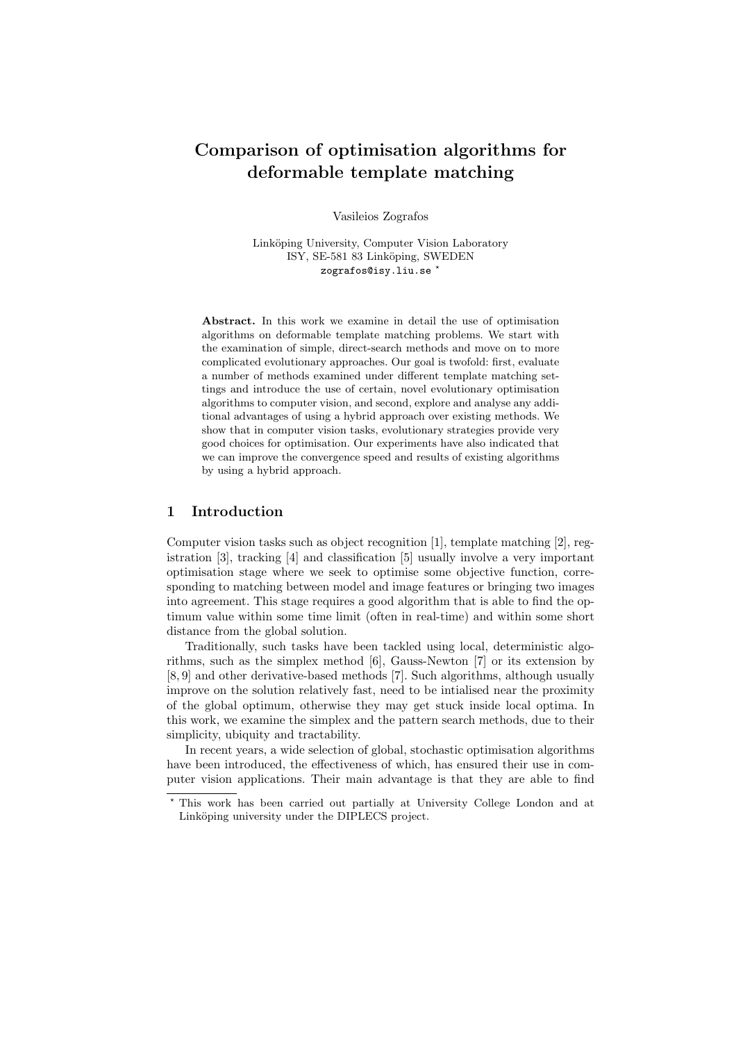# Comparison of optimisation algorithms for deformable template matching

Vasileios Zografos

Linköping University, Computer Vision Laboratory
ISY, SE-581 83 Linköping, SWEDEN
zografos@isy.liu.se *

**Abstract.** In this work we examine in detail the use of optimisation algorithms on deformable template matching problems. We start with the examination of simple, direct-search methods and move on to more complicated evolutionary approaches. Our goal is twofold: first, evaluate a number of methods examined under different template matching settings and introduce the use of certain, novel evolutionary optimisation algorithms to computer vision, and second, explore and analyse any additional advantages of using a hybrid approach over existing methods. We show that in computer vision tasks, evolutionary strategies provide very good choices for optimisation. Our experiments have also indicated that we can improve the convergence speed and results of existing algorithms by using a hybrid approach.

## 1 Introduction

Computer vision tasks such as object recognition [1], template matching [2], registration [3], tracking [4] and classification [5] usually involve a very important optimisation stage where we seek to optimise some objective function, corresponding to matching between model and image features or bringing two images into agreement. This stage requires a good algorithm that is able to find the optimum value within some time limit (often in real-time) and within some short distance from the global solution.

Traditionally, such tasks have been tackled using local, deterministic algorithms, such as the simplex method [6], Gauss-Newton [7] or its extension by [8, 9] and other derivative-based methods [7]. Such algorithms, although usually improve on the solution relatively fast, need to be intialised near the proximity of the global optimum, otherwise they may get stuck inside local optima. In this work, we examine the simplex and the pattern search methods, due to their simplicity, ubiquity and tractability.

In recent years, a wide selection of global, stochastic optimisation algorithms have been introduced, the effectiveness of which, has ensured their use in computer vision applications. Their main advantage is that they are able to find

* This work has been carried out partially at University College London and at Linköping university under the DIPLECS project.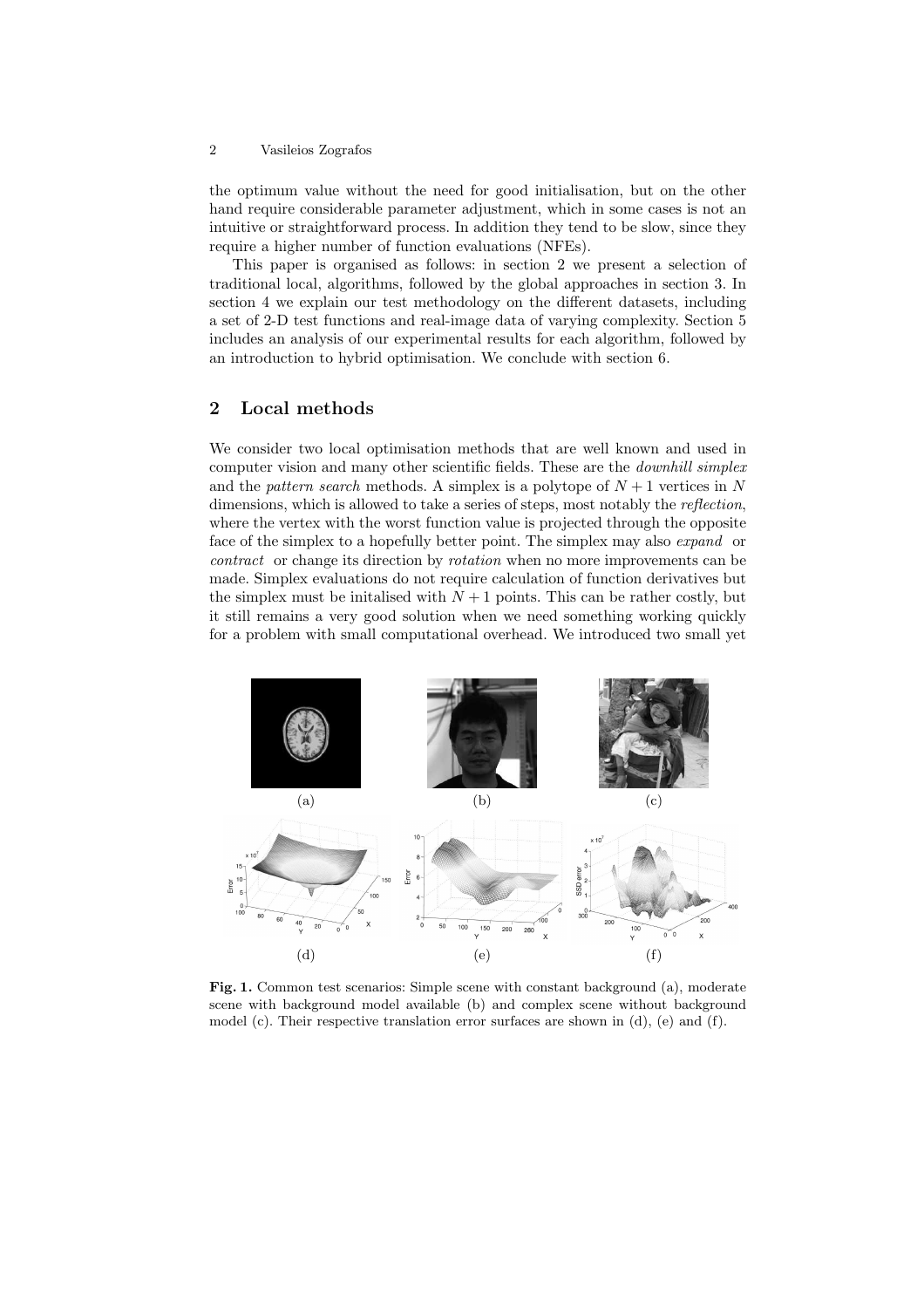the optimum value without the need for good initialisation, but on the other hand require considerable parameter adjustment, which in some cases is not an intuitive or straightforward process. In addition they tend to be slow, since they require a higher number of function evaluations (NFEs).

This paper is organised as follows: in section 2 we present a selection of traditional local, algorithms, followed by the global approaches in section 3. In section 4 we explain our test methodology on the different datasets, including a set of 2-D test functions and real-image data of varying complexity. Section 5 includes an analysis of our experimental results for each algorithm, followed by an introduction to hybrid optimisation. We conclude with section 6.

## 2 Local methods

We consider two local optimisation methods that are well known and used in computer vision and many other scientific fields. These are the *downhill simplex* and the *pattern search* methods. A simplex is a polytope of $N + 1$ vertices in $N$ dimensions, which is allowed to take a series of steps, most notably the *reflection*, where the vertex with the worst function value is projected through the opposite face of the simplex to a hopefully better point. The simplex may also *expand* or *contract* or change its direction by *rotation* when no more improvements can be made. Simplex evaluations do not require calculation of function derivatives but the simplex must be initalised with $N + 1$ points. This can be rather costly, but it still remains a very good solution when we need something working quickly for a problem with small computational overhead. We introduced two small yet

**Fig. 1.** Common test scenarios: Simple scene with constant background (a), moderate scene with background model available (b) and complex scene without background model (c). Their respective translation error surfaces are shown in (d), (e) and (f).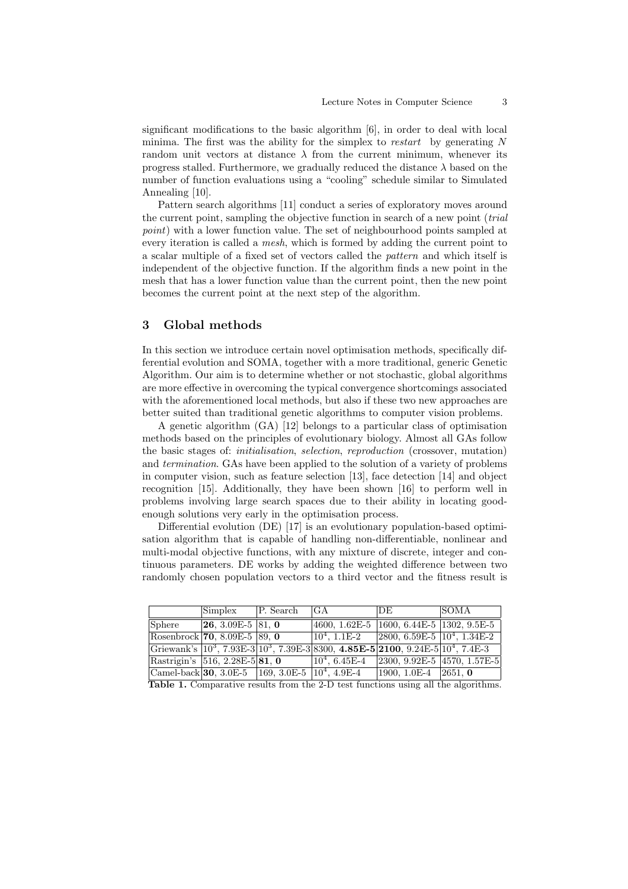significant modifications to the basic algorithm [6], in order to deal with local minima. The first was the ability for the simplex to *restart* by generating $N$ random unit vectors at distance $\lambda$ from the current minimum, whenever its progress stalled. Furthermore, we gradually reduced the distance $\lambda$ based on the number of function evaluations using a "cooling" schedule similar to Simulated Annealing [10].

Pattern search algorithms [11] conduct a series of exploratory moves around the current point, sampling the objective function in search of a new point (*trial point*) with a lower function value. The set of neighbourhood points sampled at every iteration is called a *mesh*, which is formed by adding the current point to a scalar multiple of a fixed set of vectors called the *pattern* and which itself is independent of the objective function. If the algorithm finds a new point in the mesh that has a lower function value than the current point, then the new point becomes the current point at the next step of the algorithm.

## 3 Global methods

In this section we introduce certain novel optimisation methods, specifically differential evolution and SOMA, together with a more traditional, generic Genetic Algorithm. Our aim is to determine whether or not stochastic, global algorithms are more effective in overcoming the typical convergence shortcomings associated with the aforementioned local methods, but also if these two new approaches are better suited than traditional genetic algorithms to computer vision problems.

A genetic algorithm (GA) [12] belongs to a particular class of optimisation methods based on the principles of evolutionary biology. Almost all GAs follow the basic stages of: *initialisation*, *selection*, *reproduction* (crossover, mutation) and *termination*. GAs have been applied to the solution of a variety of problems in computer vision, such as feature selection [13], face detection [14] and object recognition [15]. Additionally, they have been shown [16] to perform well in problems involving large search spaces due to their ability in locating good-enough solutions very early in the optimisation process.

Differential evolution (DE) [17] is an evolutionary population-based optimisation algorithm that is capable of handling non-differentiable, nonlinear and multi-modal objective functions, with any mixture of discrete, integer and continuous parameters. DE works by adding the weighted difference between two randomly chosen population vectors to a third vector and the fitness result is

| | Simplex | P. Search | GA | DE | SOMA |
|---|---|---|---|---|---|
| Sphere | **26**, 3.09E-5 | 81, **0** | 4600, 1.62E-5 | 1600, 6.44E-5 | 1302, 9.5E-5 |
| Rosenbrock | **70**, 8.09E-5 | 89, **0** | $10^4$, 1.1E-2 | 2800, 6.59E-5 | $10^4$, 1.34E-2 |
| Griewank's | $10^3$, 7.93E-3 | $10^3$, 7.39E-3 | 8300, **4.85E-5** | **2100**, 9.24E-5 | $10^4$, 7.4E-3 |
| Rastrigin's | 516, 2.28E-5 | **81**, **0** | $10^4$, 6.45E-4 | 2300, 9.92E-5 | 4570, 1.57E-5 |
| Camel-back | **30**, 3.0E-5 | 169, 3.0E-5 | $10^4$, 4.9E-4 | 1900, 1.0E-4 | 2651, **0** |

**Table 1.** Comparative results from the 2-D test functions using all the algorithms.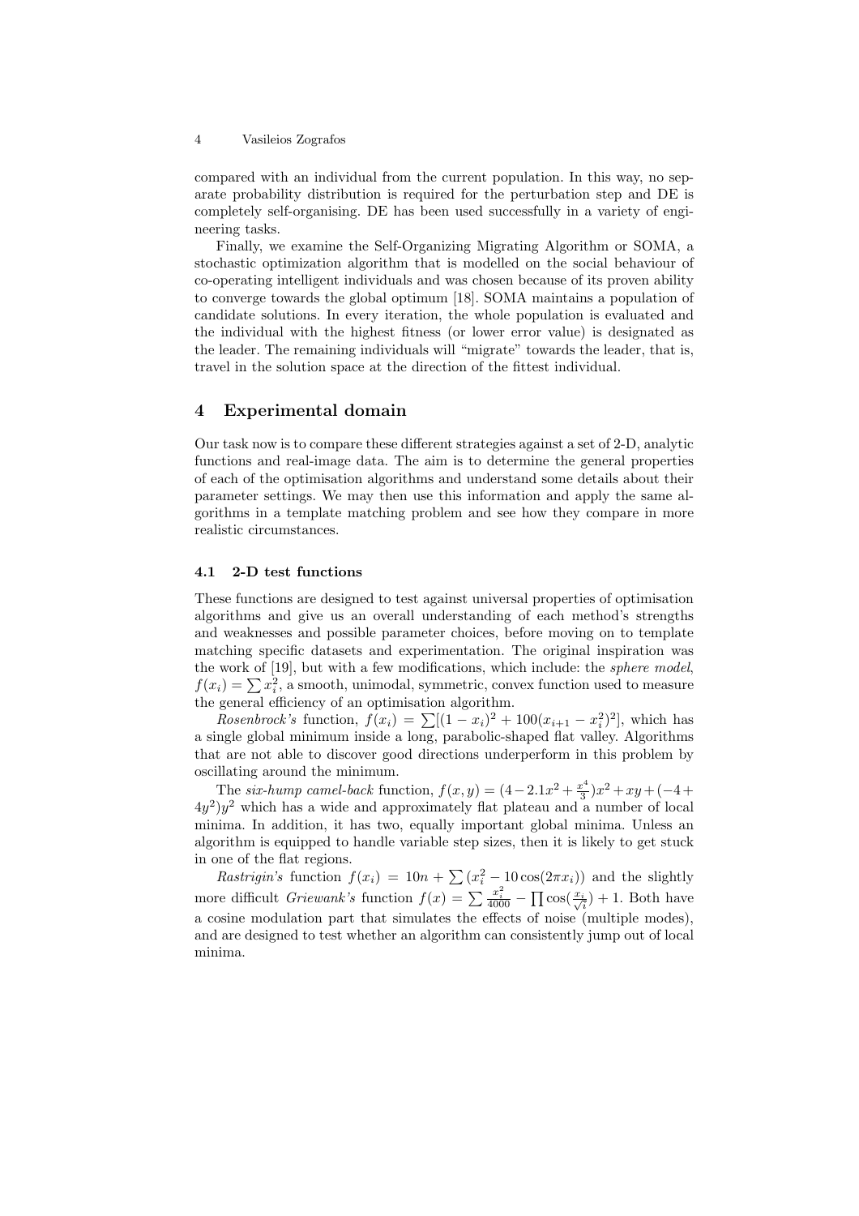compared with an individual from the current population. In this way, no separate probability distribution is required for the perturbation step and DE is completely self-organising. DE has been used successfully in a variety of engineering tasks.

Finally, we examine the Self-Organizing Migrating Algorithm or SOMA, a stochastic optimization algorithm that is modelled on the social behaviour of co-operating intelligent individuals and was chosen because of its proven ability to converge towards the global optimum [18]. SOMA maintains a population of candidate solutions. In every iteration, the whole population is evaluated and the individual with the highest fitness (or lower error value) is designated as the leader. The remaining individuals will "migrate" towards the leader, that is, travel in the solution space at the direction of the fittest individual.

## 4 Experimental domain

Our task now is to compare these different strategies against a set of 2-D, analytic functions and real-image data. The aim is to determine the general properties of each of the optimisation algorithms and understand some details about their parameter settings. We may then use this information and apply the same algorithms in a template matching problem and see how they compare in more realistic circumstances.

### 4.1 2-D test functions

These functions are designed to test against universal properties of optimisation algorithms and give us an overall understanding of each method's strengths and weaknesses and possible parameter choices, before moving on to template matching specific datasets and experimentation. The original inspiration was the work of [19], but with a few modifications, which include: the *sphere model*, $f(x_i) = \sum x_i^2$, a smooth, unimodal, symmetric, convex function used to measure the general efficiency of an optimisation algorithm.

*Rosenbrock's* function, $f(x_i) = \sum[(1 - x_i)^2 + 100(x_{i+1} - x_i^2)^2]$, which has a single global minimum inside a long, parabolic-shaped flat valley. Algorithms that are not able to discover good directions underperform in this problem by oscillating around the minimum.

The *six-hump camel-back* function, $f(x, y) = (4 - 2.1x^2 + \frac{x^4}{3})x^2 + xy + (-4 + 4y^2)y^2$ which has a wide and approximately flat plateau and a number of local minima. In addition, it has two, equally important global minima. Unless an algorithm is equipped to handle variable step sizes, then it is likely to get stuck in one of the flat regions.

*Rastrigin's* function $f(x_i) = 10n + \sum (x_i^2 - 10\cos(2\pi x_i))$ and the slightly more difficult *Griewank's* function $f(x) = \sum \frac{x_i^2}{4000} - \prod \cos(\frac{x_i}{\sqrt{i}}) + 1$. Both have a cosine modulation part that simulates the effects of noise (multiple modes), and are designed to test whether an algorithm can consistently jump out of local minima.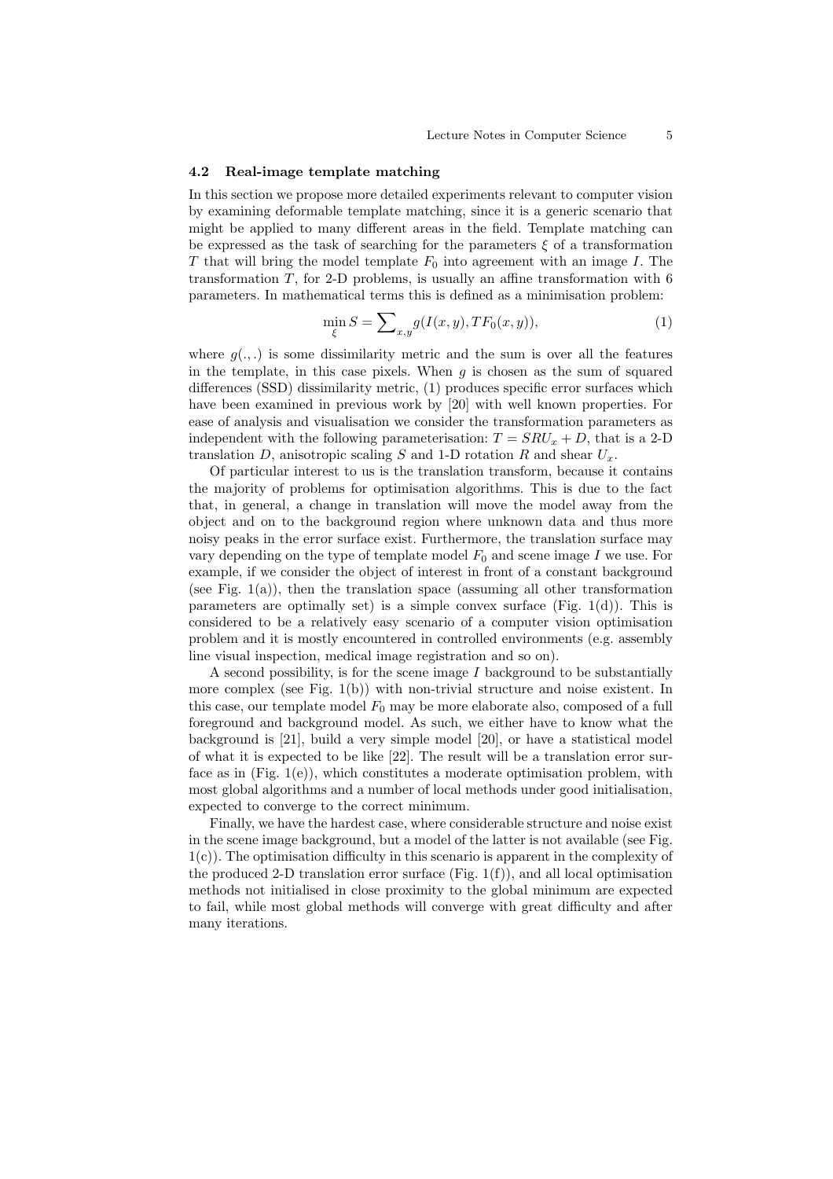### 4.2 Real-image template matching

In this section we propose more detailed experiments relevant to computer vision by examining deformable template matching, since it is a generic scenario that might be applied to many different areas in the field. Template matching can be expressed as the task of searching for the parameters $\xi$ of a transformation $T$ that will bring the model template $F_0$ into agreement with an image $I$. The transformation $T$, for 2-D problems, is usually an affine transformation with 6 parameters. In mathematical terms this is defined as a minimisation problem:

$$\min_{\xi} S = \sum_{x,y} g(I(x,y), TF_0(x,y)), \tag{1}$$

where $g(.,.)$ is some dissimilarity metric and the sum is over all the features in the template, in this case pixels. When $g$ is chosen as the sum of squared differences (SSD) dissimilarity metric, (1) produces specific error surfaces which have been examined in previous work by [20] with well known properties. For ease of analysis and visualisation we consider the transformation parameters as independent with the following parameterisation: $T = SRU_x + D$, that is a 2-D translation $D$, anisotropic scaling $S$ and 1-D rotation $R$ and shear $U_x$.

Of particular interest to us is the translation transform, because it contains the majority of problems for optimisation algorithms. This is due to the fact that, in general, a change in translation will move the model away from the object and on to the background region where unknown data and thus more noisy peaks in the error surface exist. Furthermore, the translation surface may vary depending on the type of template model $F_0$ and scene image $I$ we use. For example, if we consider the object of interest in front of a constant background (see Fig. 1(a)), then the translation space (assuming all other transformation parameters are optimally set) is a simple convex surface (Fig. 1(d)). This is considered to be a relatively easy scenario of a computer vision optimisation problem and it is mostly encountered in controlled environments (e.g. assembly line visual inspection, medical image registration and so on).

A second possibility, is for the scene image $I$ background to be substantially more complex (see Fig. 1(b)) with non-trivial structure and noise existent. In this case, our template model $F_0$ may be more elaborate also, composed of a full foreground and background model. As such, we either have to know what the background is [21], build a very simple model [20], or have a statistical model of what it is expected to be like [22]. The result will be a translation error surface as in (Fig. 1(e)), which constitutes a moderate optimisation problem, with most global algorithms and a number of local methods under good initialisation, expected to converge to the correct minimum.

Finally, we have the hardest case, where considerable structure and noise exist in the scene image background, but a model of the latter is not available (see Fig. 1(c)). The optimisation difficulty in this scenario is apparent in the complexity of the produced 2-D translation error surface (Fig. 1(f)), and all local optimisation methods not initialised in close proximity to the global minimum are expected to fail, while most global methods will converge with great difficulty and after many iterations.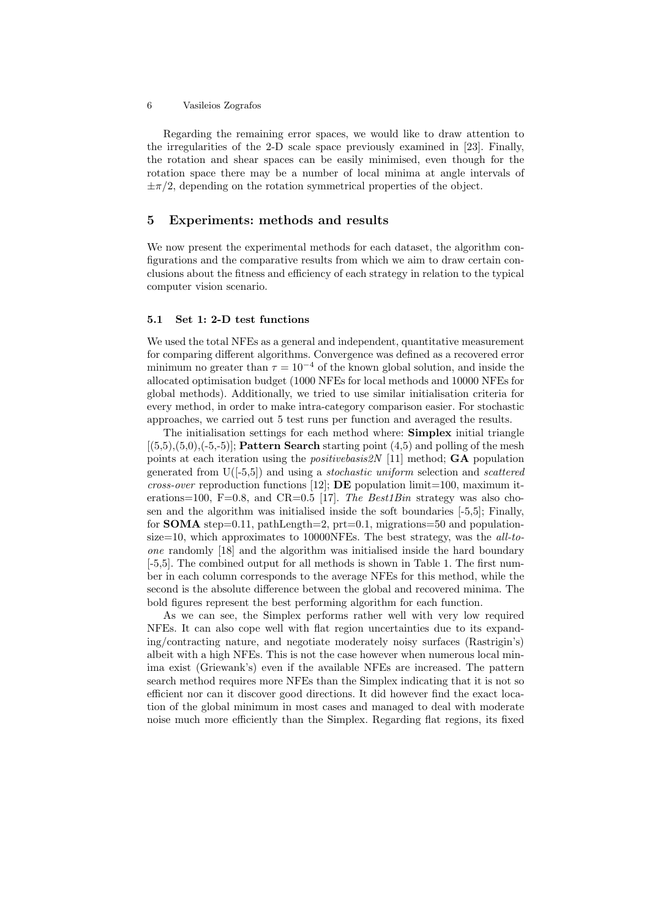Regarding the remaining error spaces, we would like to draw attention to the irregularities of the 2-D scale space previously examined in [23]. Finally, the rotation and shear spaces can be easily minimised, even though for the rotation space there may be a number of local minima at angle intervals of $\pm\pi/2$, depending on the rotation symmetrical properties of the object.

## 5 Experiments: methods and results

We now present the experimental methods for each dataset, the algorithm configurations and the comparative results from which we aim to draw certain conclusions about the fitness and efficiency of each strategy in relation to the typical computer vision scenario.

### 5.1 Set 1: 2-D test functions

We used the total NFEs as a general and independent, quantitative measurement for comparing different algorithms. Convergence was defined as a recovered error minimum no greater than $\tau = 10^{-4}$ of the known global solution, and inside the allocated optimisation budget (1000 NFEs for local methods and 10000 NFEs for global methods). Additionally, we tried to use similar initialisation criteria for every method, in order to make intra-category comparison easier. For stochastic approaches, we carried out 5 test runs per function and averaged the results.

The initialisation settings for each method where: **Simplex** initial triangle [(5,5),(5,0),(-5,-5)]; **Pattern Search** starting point (4,5) and polling of the mesh points at each iteration using the *positivebasis2N* [11] method; **GA** population generated from U([-5,5]) and using a *stochastic uniform* selection and *scattered cross-over* reproduction functions [12]; **DE** population limit=100, maximum iterations=100, F=0.8, and CR=0.5 [17]. *The Best1Bin* strategy was also chosen and the algorithm was initialised inside the soft boundaries [-5,5]; Finally, for **SOMA** step=0.11, pathLength=2, prt=0.1, migrations=50 and population-size=10, which approximates to 10000NFEs. The best strategy, was the *all-to-one* randomly [18] and the algorithm was initialised inside the hard boundary [-5,5]. The combined output for all methods is shown in Table 1. The first number in each column corresponds to the average NFEs for this method, while the second is the absolute difference between the global and recovered minima. The bold figures represent the best performing algorithm for each function.

As we can see, the Simplex performs rather well with very low required NFEs. It can also cope well with flat region uncertainties due to its expanding/contracting nature, and negotiate moderately noisy surfaces (Rastrigin's) albeit with a high NFEs. This is not the case however when numerous local minima exist (Griewank's) even if the available NFEs are increased. The pattern search method requires more NFEs than the Simplex indicating that it is not so efficient nor can it discover good directions. It did however find the exact location of the global minimum in most cases and managed to deal with moderate noise much more efficiently than the Simplex. Regarding flat regions, its fixed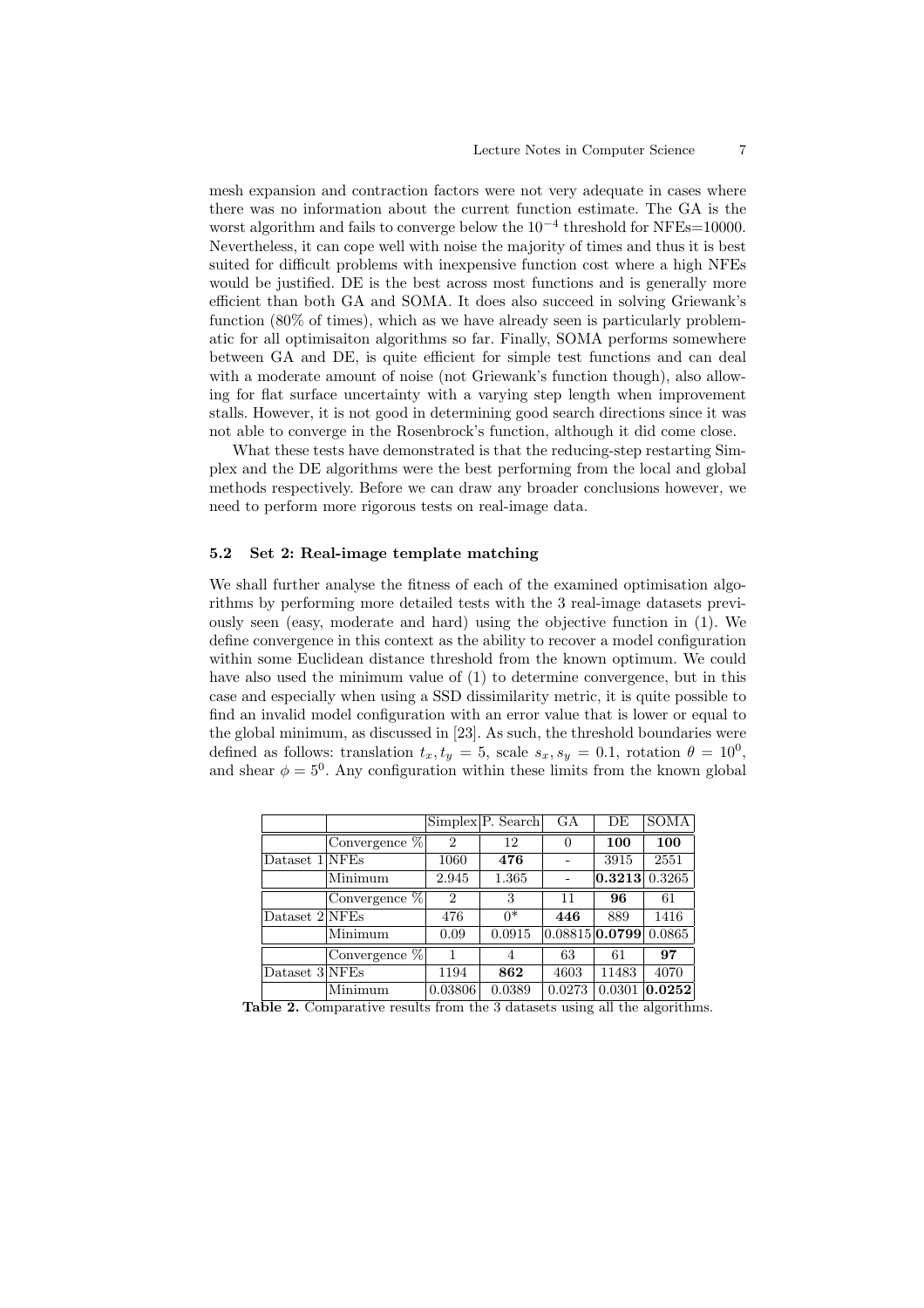mesh expansion and contraction factors were not very adequate in cases where there was no information about the current function estimate. The GA is the worst algorithm and fails to converge below the $10^{-4}$ threshold for NFEs=10000. Nevertheless, it can cope well with noise the majority of times and thus it is best suited for difficult problems with inexpensive function cost where a high NFEs would be justified. DE is the best across most functions and is generally more efficient than both GA and SOMA. It does also succeed in solving Griewank's function (80% of times), which as we have already seen is particularly problematic for all optimisaiton algorithms so far. Finally, SOMA performs somewhere between GA and DE, is quite efficient for simple test functions and can deal with a moderate amount of noise (not Griewank's function though), also allowing for flat surface uncertainty with a varying step length when improvement stalls. However, it is not good in determining good search directions since it was not able to converge in the Rosenbrock's function, although it did come close.

What these tests have demonstrated is that the reducing-step restarting Simplex and the DE algorithms were the best performing from the local and global methods respectively. Before we can draw any broader conclusions however, we need to perform more rigorous tests on real-image data.

### 5.2 Set 2: Real-image template matching

We shall further analyse the fitness of each of the examined optimisation algorithms by performing more detailed tests with the 3 real-image datasets previously seen (easy, moderate and hard) using the objective function in (1). We define convergence in this context as the ability to recover a model configuration within some Euclidean distance threshold from the known optimum. We could have also used the minimum value of (1) to determine convergence, but in this case and especially when using a SSD dissimilarity metric, it is quite possible to find an invalid model configuration with an error value that is lower or equal to the global minimum, as discussed in [23]. As such, the threshold boundaries were defined as follows: translation $t_x, t_y = 5$, scale $s_x, s_y = 0.1$, rotation $\theta = 10^0$, and shear $\phi = 5^0$. Any configuration within these limits from the known global

| | | Simplex | P. Search | GA | DE | SOMA |
|---|---|---|---|---|---|---|
| | Convergence % | 2 | 12 | 0 | **100** | **100** |
| Dataset 1 | NFEs | 1060 | **476** | - | 3915 | 2551 |
| | Minimum | 2.945 | 1.365 | - | **0.3213** | 0.3265 |
| | Convergence % | 2 | 3 | 11 | **96** | 61 |
| Dataset 2 | NFEs | 476 | 0* | **446** | 889 | 1416 |
| | Minimum | 0.09 | 0.0915 | 0.08815 | **0.0799** | 0.0865 |
| | Convergence % | 1 | 4 | 63 | 61 | **97** |
| Dataset 3 | NFEs | 1194 | **862** | 4603 | 11483 | 4070 |
| | Minimum | 0.03806 | 0.0389 | 0.0273 | 0.0301 | **0.0252** |

**Table 2.** Comparative results from the 3 datasets using all the algorithms.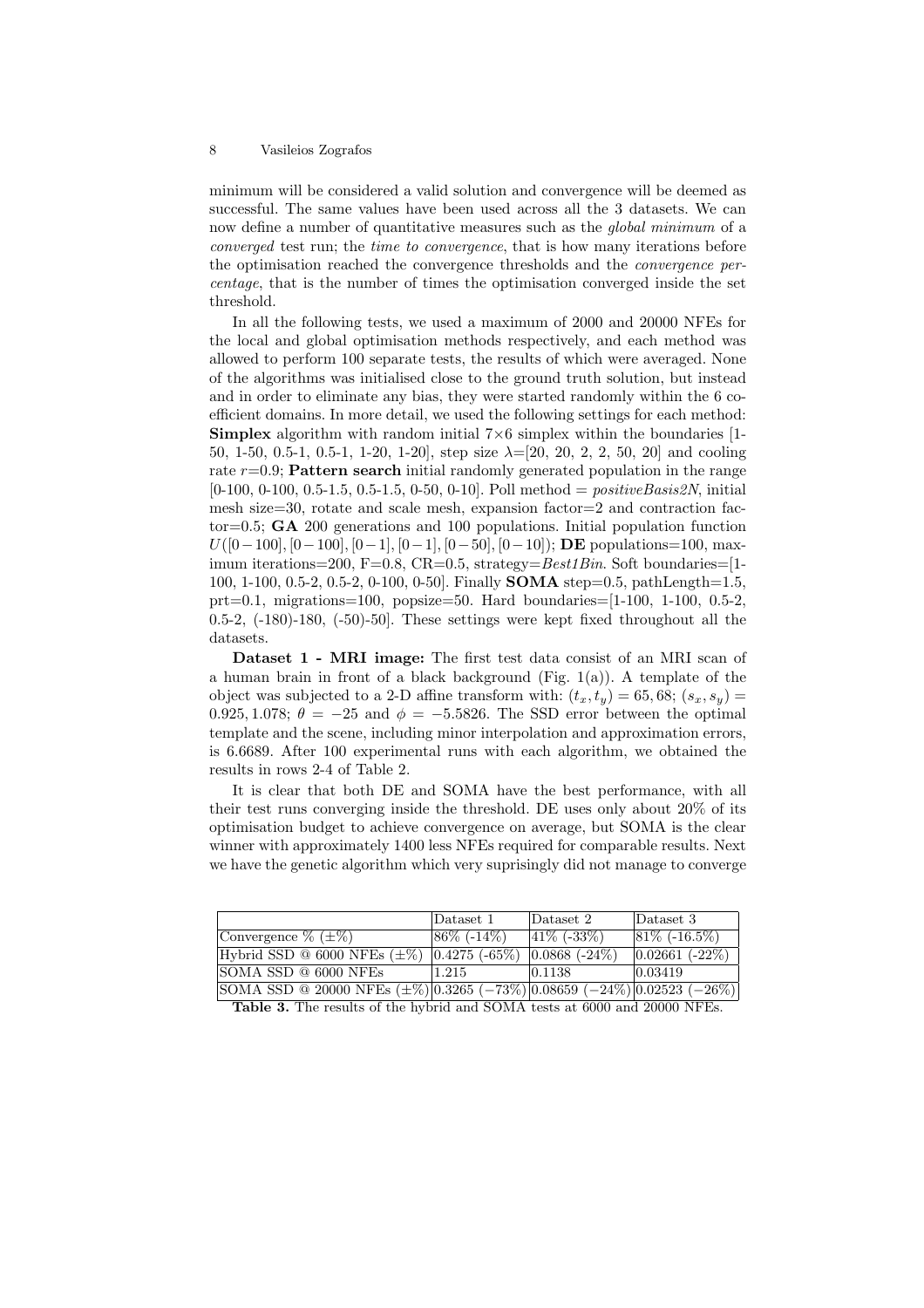minimum will be considered a valid solution and convergence will be deemed as successful. The same values have been used across all the 3 datasets. We can now define a number of quantitative measures such as the *global minimum* of a *converged* test run; the *time to convergence*, that is how many iterations before the optimisation reached the convergence thresholds and the *convergence percentage*, that is the number of times the optimisation converged inside the set threshold.

In all the following tests, we used a maximum of 2000 and 20000 NFEs for the local and global optimisation methods respectively, and each method was allowed to perform 100 separate tests, the results of which were averaged. None of the algorithms was initialised close to the ground truth solution, but instead and in order to eliminate any bias, they were started randomly within the 6 coefficient domains. In more detail, we used the following settings for each method: **Simplex** algorithm with random initial $7{\times}6$ simplex within the boundaries [1-50, 1-50, 0.5-1, 0.5-1, 1-20, 1-20], step size $\lambda$=[20, 20, 2, 2, 50, 20] and cooling rate $r$=0.9; **Pattern search** initial randomly generated population in the range [0-100, 0-100, 0.5-1.5, 0.5-1.5, 0-50, 0-10]. Poll method = *positiveBasis2N*, initial mesh size=30, rotate and scale mesh, expansion factor=2 and contraction factor=0.5; **GA** 200 generations and 100 populations. Initial population function $U([0-100],[0-100],[0-1],[0-1],[0-50],[0-10])$; **DE** populations=100, maximum iterations=200, F=0.8, CR=0.5, strategy=*Best1Bin*. Soft boundaries=[1-100, 1-100, 0.5-2, 0.5-2, 0-100, 0-50]. Finally **SOMA** step=0.5, pathLength=1.5, prt=0.1, migrations=100, popsize=50. Hard boundaries=[1-100, 1-100, 0.5-2, 0.5-2, (-180)-180, (-50)-50]. These settings were kept fixed throughout all the datasets.

**Dataset 1 - MRI image:** The first test data consist of an MRI scan of a human brain in front of a black background (Fig. 1(a)). A template of the object was subjected to a 2-D affine transform with: $(t_x, t_y) = 65, 68$; $(s_x, s_y) = 0.925, 1.078$; $\theta = -25$ and $\phi = -5.5826$. The SSD error between the optimal template and the scene, including minor interpolation and approximation errors, is 6.6689. After 100 experimental runs with each algorithm, we obtained the results in rows 2-4 of Table 2.

It is clear that both DE and SOMA have the best performance, with all their test runs converging inside the threshold. DE uses only about 20% of its optimisation budget to achieve convergence on average, but SOMA is the clear winner with approximately 1400 less NFEs required for comparable results. Next we have the genetic algorithm which very suprisingly did not manage to converge

| | Dataset 1 | Dataset 2 | Dataset 3 |
|---|---|---|---|
| Convergence % (±%) | 86% (-14%) | 41% (-33%) | 81% (-16.5%) |
| Hybrid SSD @ 6000 NFEs (±%) | 0.4275 (-65%) | 0.0868 (-24%) | 0.02661 (-22%) |
| SOMA SSD @ 6000 NFEs | 1.215 | 0.1138 | 0.03419 |
| SOMA SSD @ 20000 NFEs (±%) | 0.3265 (−73%) | 0.08659 (−24%) | 0.02523 (−26%) |

**Table 3.** The results of the hybrid and SOMA tests at 6000 and 20000 NFEs.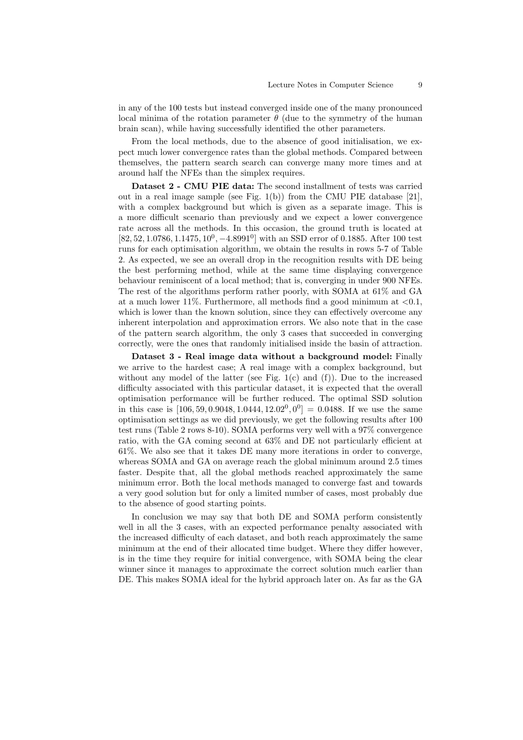in any of the 100 tests but instead converged inside one of the many pronounced local minima of the rotation parameter $\theta$ (due to the symmetry of the human brain scan), while having successfully identified the other parameters.

From the local methods, due to the absence of good initialisation, we expect much lower convergence rates than the global methods. Compared between themselves, the pattern search search can converge many more times and at around half the NFEs than the simplex requires.

**Dataset 2 - CMU PIE data:** The second installment of tests was carried out in a real image sample (see Fig. 1(b)) from the CMU PIE database [21], with a complex background but which is given as a separate image. This is a more difficult scenario than previously and we expect a lower convergence rate across all the methods. In this occasion, the ground truth is located at $[82, 52, 1.0786, 1.1475, 10^0, -4.8991^0]$ with an SSD error of 0.1885. After 100 test runs for each optimisation algorithm, we obtain the results in rows 5-7 of Table 2. As expected, we see an overall drop in the recognition results with DE being the best performing method, while at the same time displaying convergence behaviour reminiscent of a local method; that is, converging in under 900 NFEs. The rest of the algorithms perform rather poorly, with SOMA at 61% and GA at a much lower 11%. Furthermore, all methods find a good minimum at $<0.1$, which is lower than the known solution, since they can effectively overcome any inherent interpolation and approximation errors. We also note that in the case of the pattern search algorithm, the only 3 cases that succeeded in converging correctly, were the ones that randomly initialised inside the basin of attraction.

**Dataset 3 - Real image data without a background model:** Finally we arrive to the hardest case; A real image with a complex background, but without any model of the latter (see Fig. 1(c) and (f)). Due to the increased difficulty associated with this particular dataset, it is expected that the overall optimisation performance will be further reduced. The optimal SSD solution in this case is $[106, 59, 0.9048, 1.0444, 12.02^0, 0^0] = 0.0488$. If we use the same optimisation settings as we did previously, we get the following results after 100 test runs (Table 2 rows 8-10). SOMA performs very well with a 97% convergence ratio, with the GA coming second at 63% and DE not particularly efficient at 61%. We also see that it takes DE many more iterations in order to converge, whereas SOMA and GA on average reach the global minimum around 2.5 times faster. Despite that, all the global methods reached approximately the same minimum error. Both the local methods managed to converge fast and towards a very good solution but for only a limited number of cases, most probably due to the absence of good starting points.

In conclusion we may say that both DE and SOMA perform consistently well in all the 3 cases, with an expected performance penalty associated with the increased difficulty of each dataset, and both reach approximately the same minimum at the end of their allocated time budget. Where they differ however, is in the time they require for initial convergence, with SOMA being the clear winner since it manages to approximate the correct solution much earlier than DE. This makes SOMA ideal for the hybrid approach later on. As far as the GA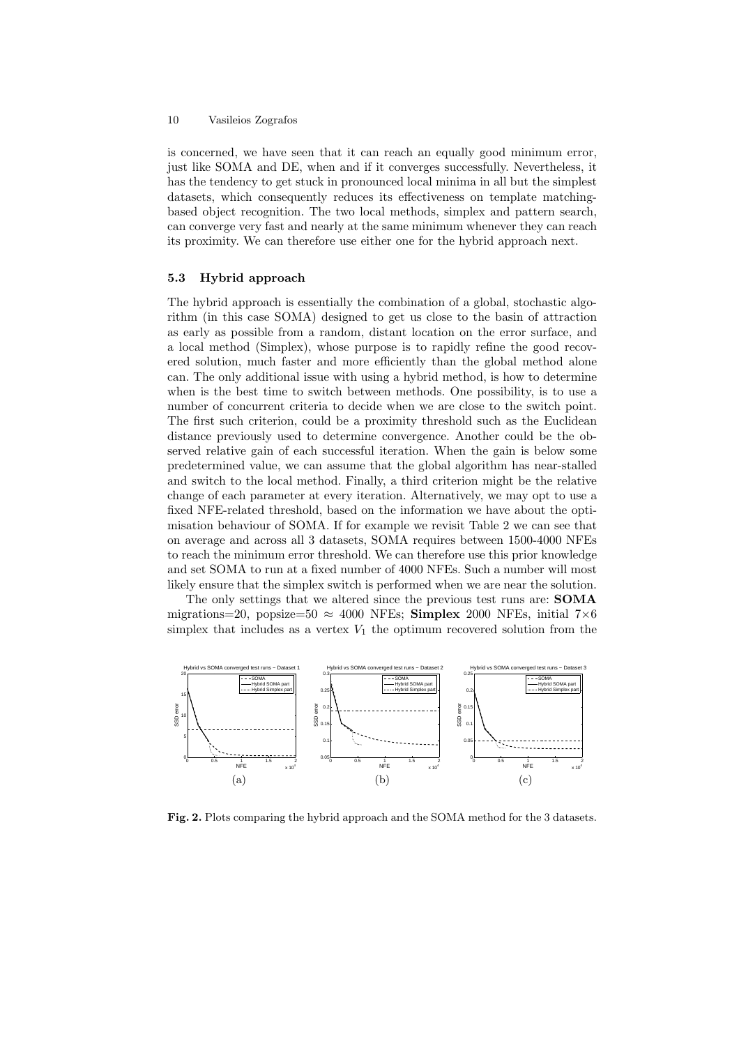is concerned, we have seen that it can reach an equally good minimum error, just like SOMA and DE, when and if it converges successfully. Nevertheless, it has the tendency to get stuck in pronounced local minima in all but the simplest datasets, which consequently reduces its effectiveness on template matching-based object recognition. The two local methods, simplex and pattern search, can converge very fast and nearly at the same minimum whenever they can reach its proximity. We can therefore use either one for the hybrid approach next.

### 5.3 Hybrid approach

The hybrid approach is essentially the combination of a global, stochastic algorithm (in this case SOMA) designed to get us close to the basin of attraction as early as possible from a random, distant location on the error surface, and a local method (Simplex), whose purpose is to rapidly refine the good recovered solution, much faster and more efficiently than the global method alone can. The only additional issue with using a hybrid method, is how to determine when is the best time to switch between methods. One possibility, is to use a number of concurrent criteria to decide when we are close to the switch point. The first such criterion, could be a proximity threshold such as the Euclidean distance previously used to determine convergence. Another could be the observed relative gain of each successful iteration. When the gain is below some predetermined value, we can assume that the global algorithm has near-stalled and switch to the local method. Finally, a third criterion might be the relative change of each parameter at every iteration. Alternatively, we may opt to use a fixed NFE-related threshold, based on the information we have about the optimisation behaviour of SOMA. If for example we revisit Table 2 we can see that on average and across all 3 datasets, SOMA requires between 1500-4000 NFEs to reach the minimum error threshold. We can therefore use this prior knowledge and set SOMA to run at a fixed number of 4000 NFEs. Such a number will most likely ensure that the simplex switch is performed when we are near the solution.

The only settings that we altered since the previous test runs are: **SOMA** migrations=20, popsize=50 $\approx$ 4000 NFEs; **Simplex** 2000 NFEs, initial $7 \times 6$ simplex that includes as a vertex $V_1$ the optimum recovered solution from the

Hybrid vs SOMA converged test runs – Dataset 1
SOMA
Hybrid SOMA part
Hybrid Simplex part
SSD error
NFE
x 10^4
(a)

Hybrid vs SOMA converged test runs – Dataset 2
SOMA
Hybrid SOMA part
Hybrid Simplex part
SSD error
NFE
x 10^4
(b)

Hybrid vs SOMA converged test runs – Dataset 3
SOMA
Hybrid SOMA part
Hybrid Simplex part
SSD error
NFE
x 10^4
(c)

**Fig. 2.** Plots comparing the hybrid approach and the SOMA method for the 3 datasets.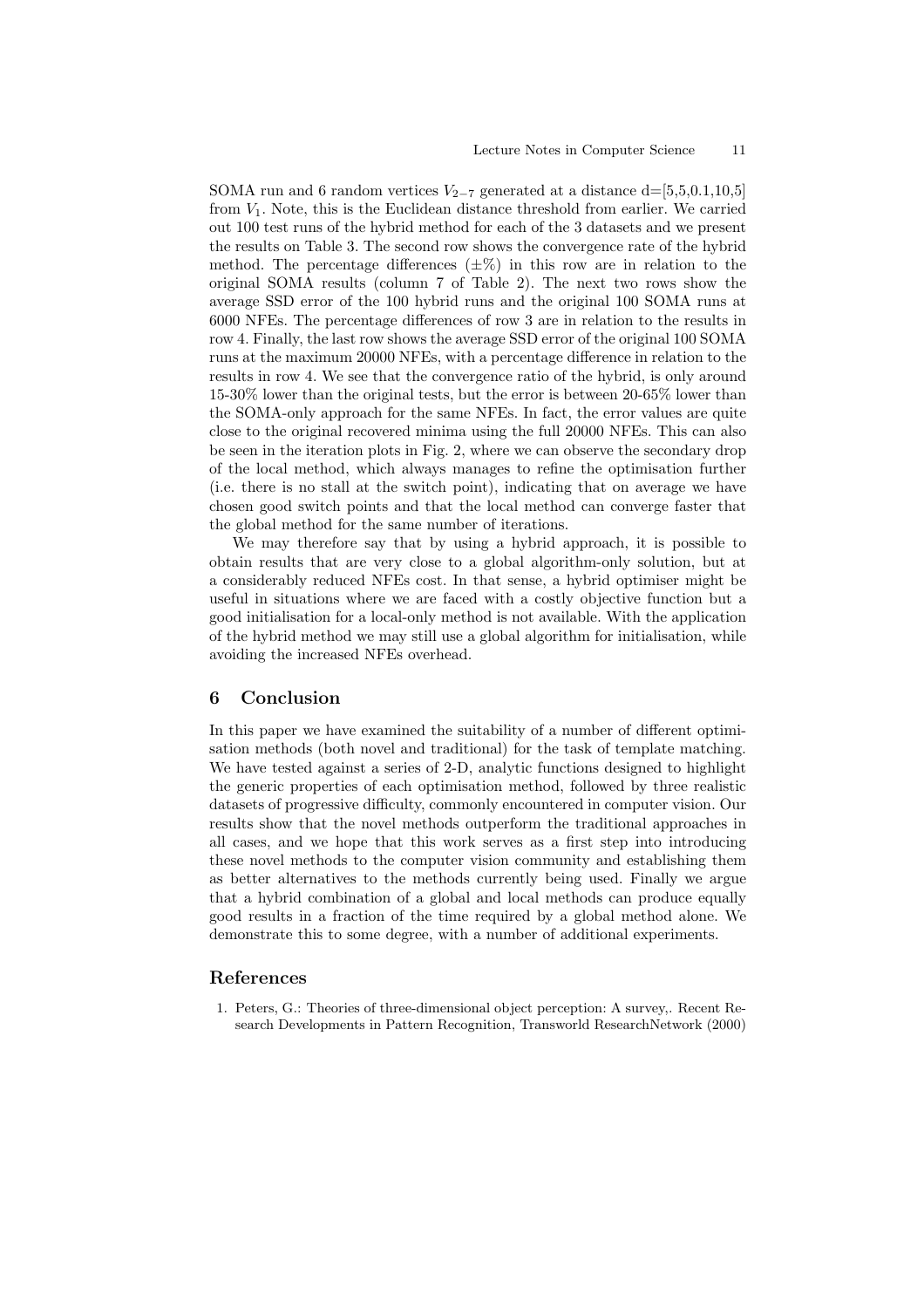SOMA run and 6 random vertices $V_{2-7}$ generated at a distance d=[5,5,0.1,10,5] from $V_1$. Note, this is the Euclidean distance threshold from earlier. We carried out 100 test runs of the hybrid method for each of the 3 datasets and we present the results on Table 3. The second row shows the convergence rate of the hybrid method. The percentage differences (±%) in this row are in relation to the original SOMA results (column 7 of Table 2). The next two rows show the average SSD error of the 100 hybrid runs and the original 100 SOMA runs at 6000 NFEs. The percentage differences of row 3 are in relation to the results in row 4. Finally, the last row shows the average SSD error of the original 100 SOMA runs at the maximum 20000 NFEs, with a percentage difference in relation to the results in row 4. We see that the convergence ratio of the hybrid, is only around 15-30% lower than the original tests, but the error is between 20-65% lower than the SOMA-only approach for the same NFEs. In fact, the error values are quite close to the original recovered minima using the full 20000 NFEs. This can also be seen in the iteration plots in Fig. 2, where we can observe the secondary drop of the local method, which always manages to refine the optimisation further (i.e. there is no stall at the switch point), indicating that on average we have chosen good switch points and that the local method can converge faster that the global method for the same number of iterations.

We may therefore say that by using a hybrid approach, it is possible to obtain results that are very close to a global algorithm-only solution, but at a considerably reduced NFEs cost. In that sense, a hybrid optimiser might be useful in situations where we are faced with a costly objective function but a good initialisation for a local-only method is not available. With the application of the hybrid method we may still use a global algorithm for initialisation, while avoiding the increased NFEs overhead.

## 6 Conclusion

In this paper we have examined the suitability of a number of different optimisation methods (both novel and traditional) for the task of template matching. We have tested against a series of 2-D, analytic functions designed to highlight the generic properties of each optimisation method, followed by three realistic datasets of progressive difficulty, commonly encountered in computer vision. Our results show that the novel methods outperform the traditional approaches in all cases, and we hope that this work serves as a first step into introducing these novel methods to the computer vision community and establishing them as better alternatives to the methods currently being used. Finally we argue that a hybrid combination of a global and local methods can produce equally good results in a fraction of the time required by a global method alone. We demonstrate this to some degree, with a number of additional experiments.

## References

1. Peters, G.: Theories of three-dimensional object perception: A survey,. Recent Research Developments in Pattern Recognition, Transworld ResearchNetwork (2000)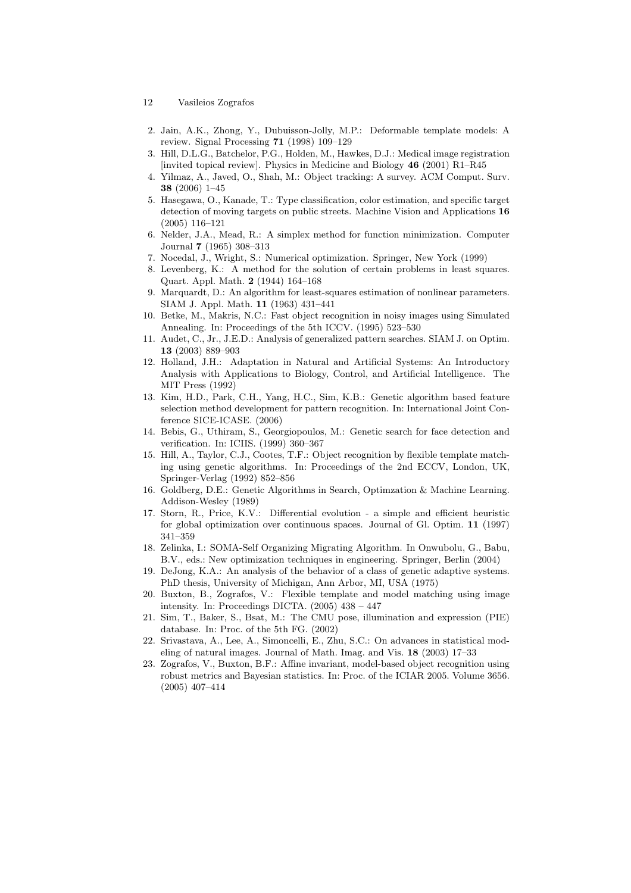2. Jain, A.K., Zhong, Y., Dubuisson-Jolly, M.P.: Deformable template models: A review. Signal Processing **71** (1998) 109–129
3. Hill, D.L.G., Batchelor, P.G., Holden, M., Hawkes, D.J.: Medical image registration [invited topical review]. Physics in Medicine and Biology **46** (2001) R1–R45
4. Yilmaz, A., Javed, O., Shah, M.: Object tracking: A survey. ACM Comput. Surv. **38** (2006) 1–45
5. Hasegawa, O., Kanade, T.: Type classification, color estimation, and specific target detection of moving targets on public streets. Machine Vision and Applications **16** (2005) 116–121
6. Nelder, J.A., Mead, R.: A simplex method for function minimization. Computer Journal **7** (1965) 308–313
7. Nocedal, J., Wright, S.: Numerical optimization. Springer, New York (1999)
8. Levenberg, K.: A method for the solution of certain problems in least squares. Quart. Appl. Math. **2** (1944) 164–168
9. Marquardt, D.: An algorithm for least-squares estimation of nonlinear parameters. SIAM J. Appl. Math. **11** (1963) 431–441
10. Betke, M., Makris, N.C.: Fast object recognition in noisy images using Simulated Annealing. In: Proceedings of the 5th ICCV. (1995) 523–530
11. Audet, C., Jr., J.E.D.: Analysis of generalized pattern searches. SIAM J. on Optim. **13** (2003) 889–903
12. Holland, J.H.: Adaptation in Natural and Artificial Systems: An Introductory Analysis with Applications to Biology, Control, and Artificial Intelligence. The MIT Press (1992)
13. Kim, H.D., Park, C.H., Yang, H.C., Sim, K.B.: Genetic algorithm based feature selection method development for pattern recognition. In: International Joint Conference SICE-ICASE. (2006)
14. Bebis, G., Uthiram, S., Georgiopoulos, M.: Genetic search for face detection and verification. In: ICIIS. (1999) 360–367
15. Hill, A., Taylor, C.J., Cootes, T.F.: Object recognition by flexible template matching using genetic algorithms. In: Proceedings of the 2nd ECCV, London, UK, Springer-Verlag (1992) 852–856
16. Goldberg, D.E.: Genetic Algorithms in Search, Optimzation & Machine Learning. Addison-Wesley (1989)
17. Storn, R., Price, K.V.: Differential evolution - a simple and efficient heuristic for global optimization over continuous spaces. Journal of Gl. Optim. **11** (1997) 341–359
18. Zelinka, I.: SOMA-Self Organizing Migrating Algorithm. In Onwubolu, G., Babu, B.V., eds.: New optimization techniques in engineering. Springer, Berlin (2004)
19. DeJong, K.A.: An analysis of the behavior of a class of genetic adaptive systems. PhD thesis, University of Michigan, Ann Arbor, MI, USA (1975)
20. Buxton, B., Zografos, V.: Flexible template and model matching using image intensity. In: Proceedings DICTA. (2005) 438 – 447
21. Sim, T., Baker, S., Bsat, M.: The CMU pose, illumination and expression (PIE) database. In: Proc. of the 5th FG. (2002)
22. Srivastava, A., Lee, A., Simoncelli, E., Zhu, S.C.: On advances in statistical modeling of natural images. Journal of Math. Imag. and Vis. **18** (2003) 17–33
23. Zografos, V., Buxton, B.F.: Affine invariant, model-based object recognition using robust metrics and Bayesian statistics. In: Proc. of the ICIAR 2005. Volume 3656. (2005) 407–414